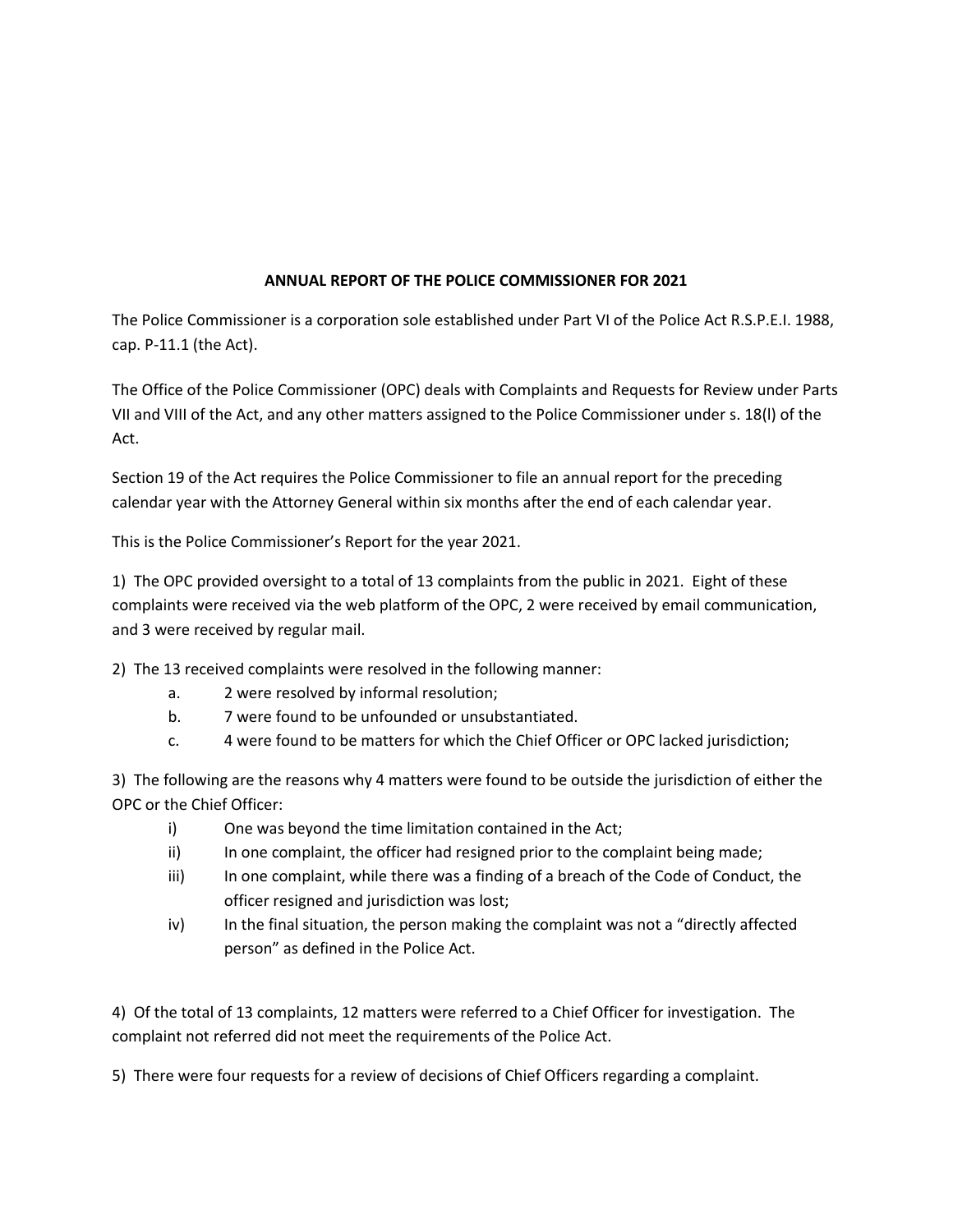# ANNUAL REPORT OF THE POLICE COMMISSIONER FOR 2021

The Police Commissioner is a corporation sole established under Part VI of the Police Act R.S.P.E.I. 1988, cap. P-11.1 (the Act).

The Office of the Police Commissioner (OPC) deals with Complaints and Requests for Review under Parts VII and VIII of the Act, and any other matters assigned to the Police Commissioner under s. 18(l) of the Act.

Section 19 of the Act requires the Police Commissioner to file an annual report for the preceding calendar year with the Attorney General within six months after the end of each calendar year.

This is the Police Commissioner's Report for the year 2021.

1) The OPC provided oversight to a total of 13 complaints from the public in 2021. Eight of these complaints were received via the web platform of the OPC, 2 were received by email communication, and 3 were received by regular mail.

2) The 13 received complaints were resolved in the following manner:

- a. 2 were resolved by informal resolution;
- b. 7 were found to be unfounded or unsubstantiated.
- c. 4 were found to be matters for which the Chief Officer or OPC lacked jurisdiction;

3) The following are the reasons why 4 matters were found to be outside the jurisdiction of either the OPC or the Chief Officer:

- i) One was beyond the time limitation contained in the Act;
- ii) In one complaint, the officer had resigned prior to the complaint being made;
- iii) In one complaint, while there was a finding of a breach of the Code of Conduct, the officer resigned and jurisdiction was lost;
- iv) In the final situation, the person making the complaint was not a "directly affected person" as defined in the Police Act.

4) Of the total of 13 complaints, 12 matters were referred to a Chief Officer for investigation. The complaint not referred did not meet the requirements of the Police Act.

5) There were four requests for a review of decisions of Chief Officers regarding a complaint.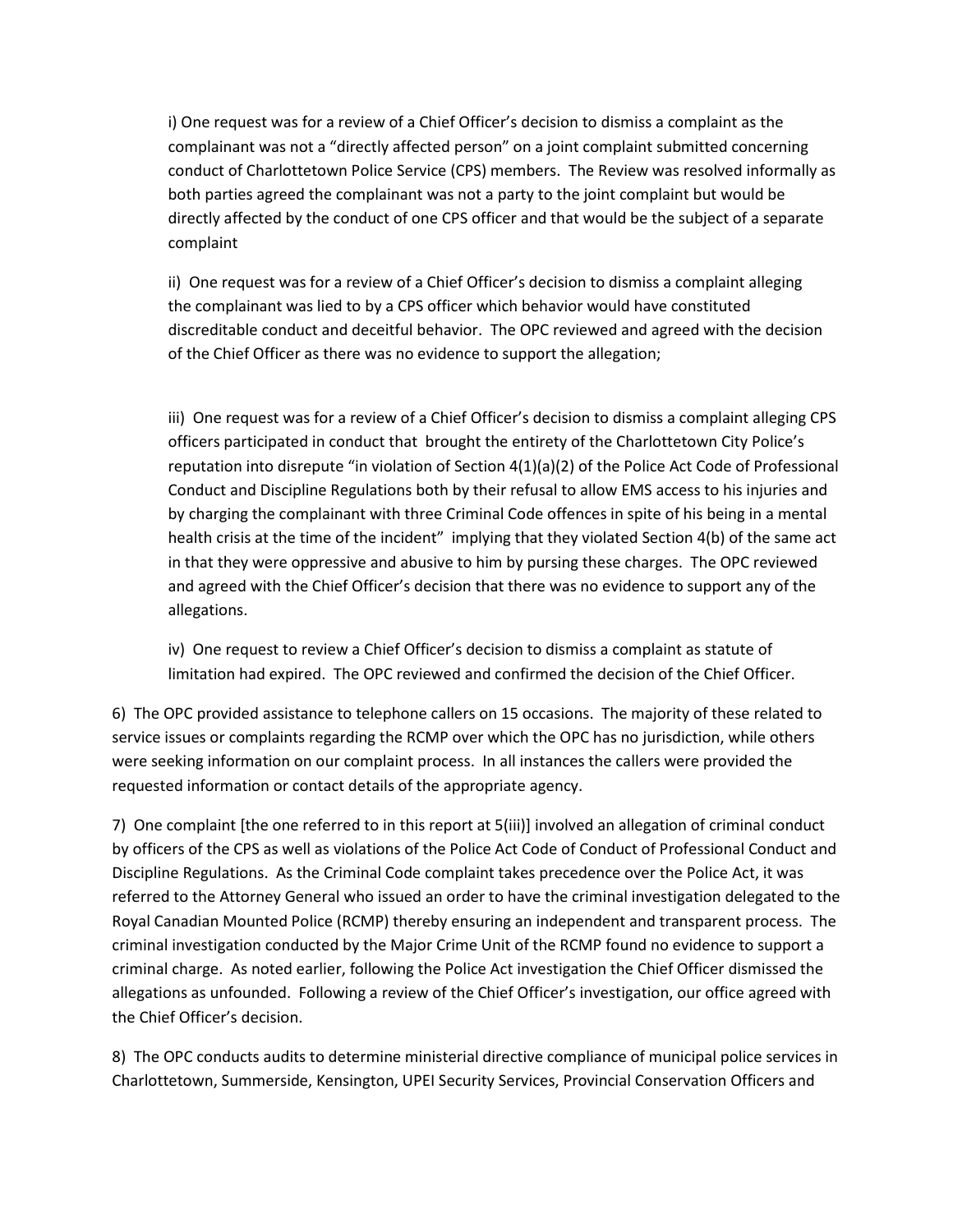i) One request was for a review of a Chief Officer's decision to dismiss a complaint as the complainant was not a "directly affected person" on a joint complaint submitted concerning conduct of Charlottetown Police Service (CPS) members. The Review was resolved informally as both parties agreed the complainant was not a party to the joint complaint but would be directly affected by the conduct of one CPS officer and that would be the subject of a separate complaint

ii) One request was for a review of a Chief Officer's decision to dismiss a complaint alleging the complainant was lied to by a CPS officer which behavior would have constituted discreditable conduct and deceitful behavior. The OPC reviewed and agreed with the decision of the Chief Officer as there was no evidence to support the allegation;

iii) One request was for a review of a Chief Officer's decision to dismiss a complaint alleging CPS officers participated in conduct that brought the entirety of the Charlottetown City Police's reputation into disrepute "in violation of Section 4(1)(a)(2) of the Police Act Code of Professional Conduct and Discipline Regulations both by their refusal to allow EMS access to his injuries and by charging the complainant with three Criminal Code offences in spite of his being in a mental health crisis at the time of the incident" implying that they violated Section 4(b) of the same act in that they were oppressive and abusive to him by pursing these charges. The OPC reviewed and agreed with the Chief Officer's decision that there was no evidence to support any of the allegations.

iv) One request to review a Chief Officer's decision to dismiss a complaint as statute of limitation had expired. The OPC reviewed and confirmed the decision of the Chief Officer.

6) The OPC provided assistance to telephone callers on 15 occasions. The majority of these related to service issues or complaints regarding the RCMP over which the OPC has no jurisdiction, while others were seeking information on our complaint process. In all instances the callers were provided the requested information or contact details of the appropriate agency.

7) One complaint [the one referred to in this report at 5(iii)] involved an allegation of criminal conduct by officers of the CPS as well as violations of the Police Act Code of Conduct of Professional Conduct and Discipline Regulations. As the Criminal Code complaint takes precedence over the Police Act, it was referred to the Attorney General who issued an order to have the criminal investigation delegated to the Royal Canadian Mounted Police (RCMP) thereby ensuring an independent and transparent process. The criminal investigation conducted by the Major Crime Unit of the RCMP found no evidence to support a criminal charge. As noted earlier, following the Police Act investigation the Chief Officer dismissed the allegations as unfounded. Following a review of the Chief Officer's investigation, our office agreed with the Chief Officer's decision.

8) The OPC conducts audits to determine ministerial directive compliance of municipal police services in Charlottetown, Summerside, Kensington, UPEI Security Services, Provincial Conservation Officers and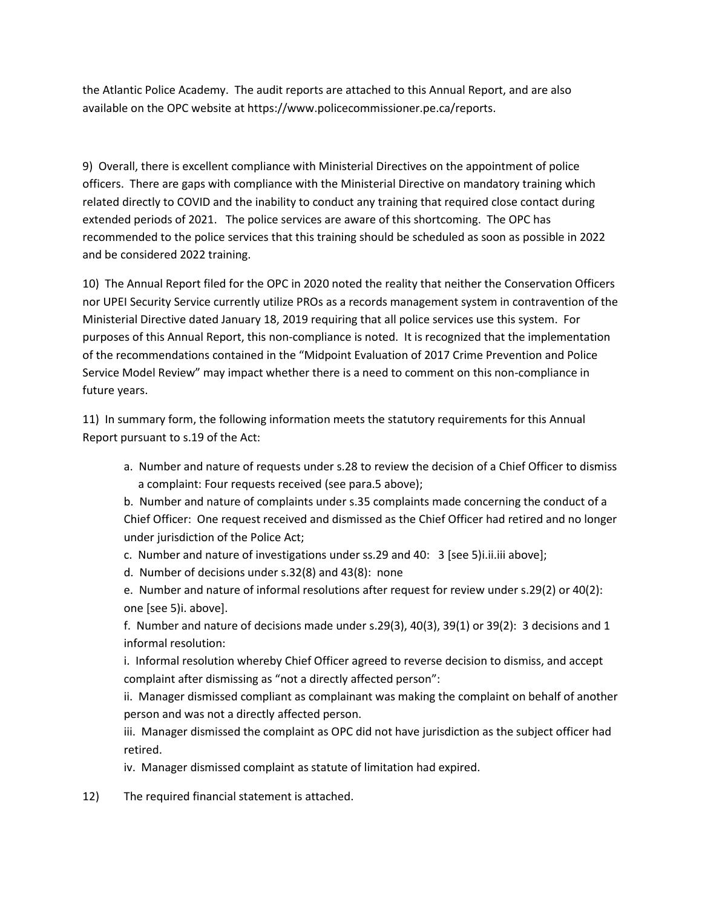the Atlantic Police Academy. The audit reports are attached to this Annual Report, and are also available on the OPC website at https://www.policecommissioner.pe.ca/reports.

9) Overall, there is excellent compliance with Ministerial Directives on the appointment of police officers. There are gaps with compliance with the Ministerial Directive on mandatory training which related directly to COVID and the inability to conduct any training that required close contact during extended periods of 2021. The police services are aware of this shortcoming. The OPC has recommended to the police services that this training should be scheduled as soon as possible in 2022 and be considered 2022 training.

10) The Annual Report filed for the OPC in 2020 noted the reality that neither the Conservation Officers nor UPEI Security Service currently utilize PROs as a records management system in contravention of the Ministerial Directive dated January 18, 2019 requiring that all police services use this system. For purposes of this Annual Report, this non-compliance is noted. It is recognized that the implementation of the recommendations contained in the "Midpoint Evaluation of 2017 Crime Prevention and Police Service Model Review" may impact whether there is a need to comment on this non-compliance in future years.

11) In summary form, the following information meets the statutory requirements for this Annual Report pursuant to s.19 of the Act:

a. Number and nature of requests under s.28 to review the decision of a Chief Officer to dismiss a complaint: Four requests received (see para.5 above);

b. Number and nature of complaints under s.35 complaints made concerning the conduct of a Chief Officer: One request received and dismissed as the Chief Officer had retired and no longer under jurisdiction of the Police Act;

c. Number and nature of investigations under ss.29 and 40: 3 [see 5)i.ii.iii above];

d. Number of decisions under s.32(8) and 43(8): none

e. Number and nature of informal resolutions after request for review under s.29(2) or 40(2): one [see 5)i. above].

f. Number and nature of decisions made under s.29(3), 40(3), 39(1) or 39(2): 3 decisions and 1 informal resolution:

i. Informal resolution whereby Chief Officer agreed to reverse decision to dismiss, and accept complaint after dismissing as "not a directly affected person":

ii. Manager dismissed compliant as complainant was making the complaint on behalf of another person and was not a directly affected person.

iii. Manager dismissed the complaint as OPC did not have jurisdiction as the subject officer had retired.

iv. Manager dismissed complaint as statute of limitation had expired.

12) The required financial statement is attached.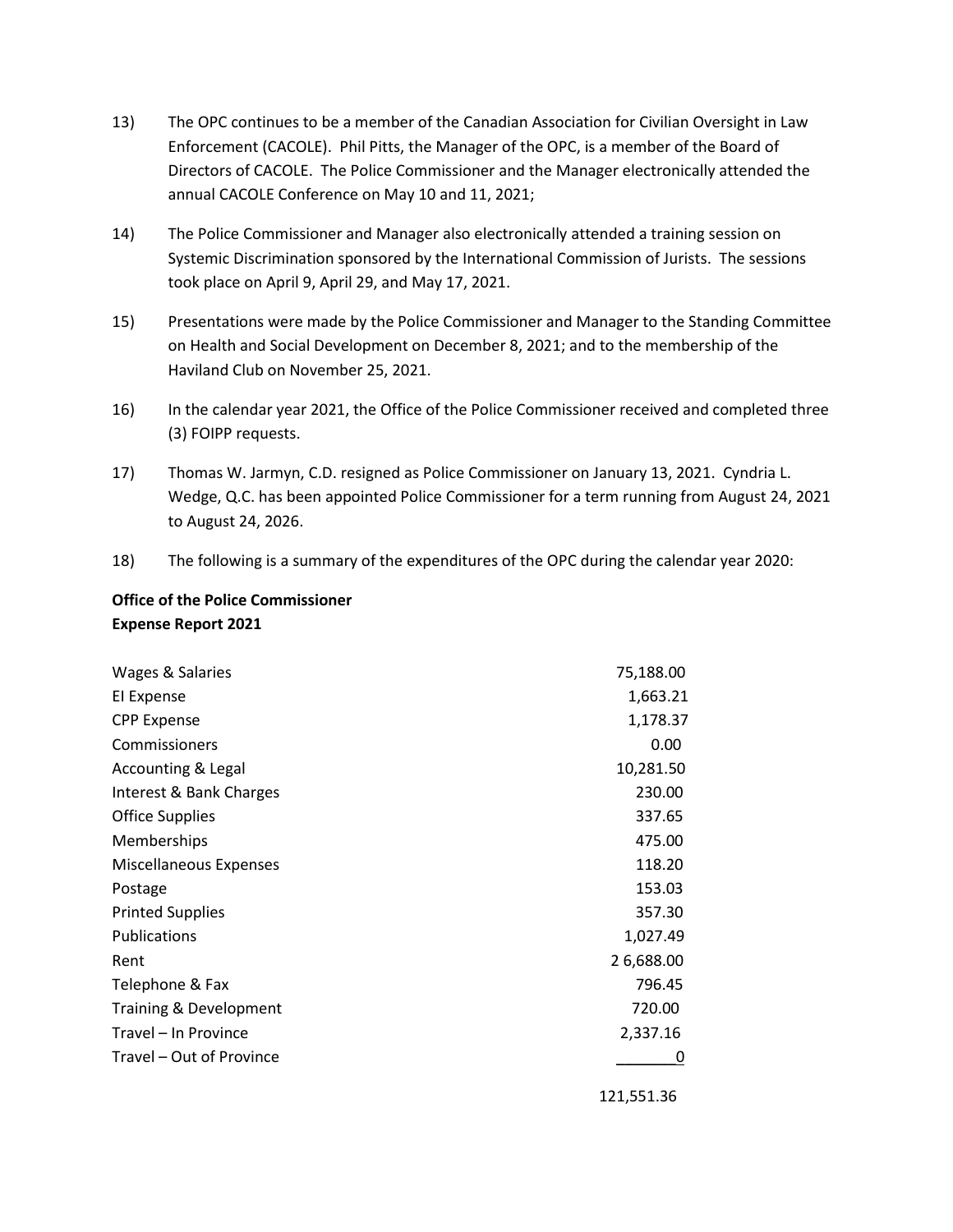13) The OPC continues to be a member of the Canadian Association for Civilian Oversight in Law Enforcement (CACOLE). Phil Pitts, the Manager of the OPC, is a member of the Board of Directors of CACOLE. The Police Commissioner and the Manager electronically attended the annual CACOLE Conference on May 10 and 11, 2021;

14) The Police Commissioner and Manager also electronically attended a training session on Systemic Discrimination sponsored by the International Commission of Jurists. The sessions took place on April 9, April 29, and May 17, 2021.

15) Presentations were made by the Police Commissioner and Manager to the Standing Committee on Health and Social Development on December 8, 2021; and to the membership of the Haviland Club on November 25, 2021.

16) In the calendar year 2021, the Office of the Police Commissioner received and completed three (3) FOIPP requests.

17) Thomas W. Jarmyn, C.D. resigned as Police Commissioner on January 13, 2021. Cyndria L. Wedge, Q.C. has been appointed Police Commissioner for a term running from August 24, 2021 to August 24, 2026.

18) The following is a summary of the expenditures of the OPC during the calendar year 2020:

**Office of the Police Commissioner**
**Expense Report 2021**

| | |
|---|---|
| Wages & Salaries | 75,188.00 |
| EI Expense | 1,663.21 |
| CPP Expense | 1,178.37 |
| Commissioners | 0.00 |
| Accounting & Legal | 10,281.50 |
| Interest & Bank Charges | 230.00 |
| Office Supplies | 337.65 |
| Memberships | 475.00 |
| Miscellaneous Expenses | 118.20 |
| Postage | 153.03 |
| Printed Supplies | 357.30 |
| Publications | 1,027.49 |
| Rent | 2 6,688.00 |
| Telephone & Fax | 796.45 |
| Training & Development | 720.00 |
| Travel – In Province | 2,337.16 |
| Travel – Out of Province | 0 |
| | 121,551.36 |